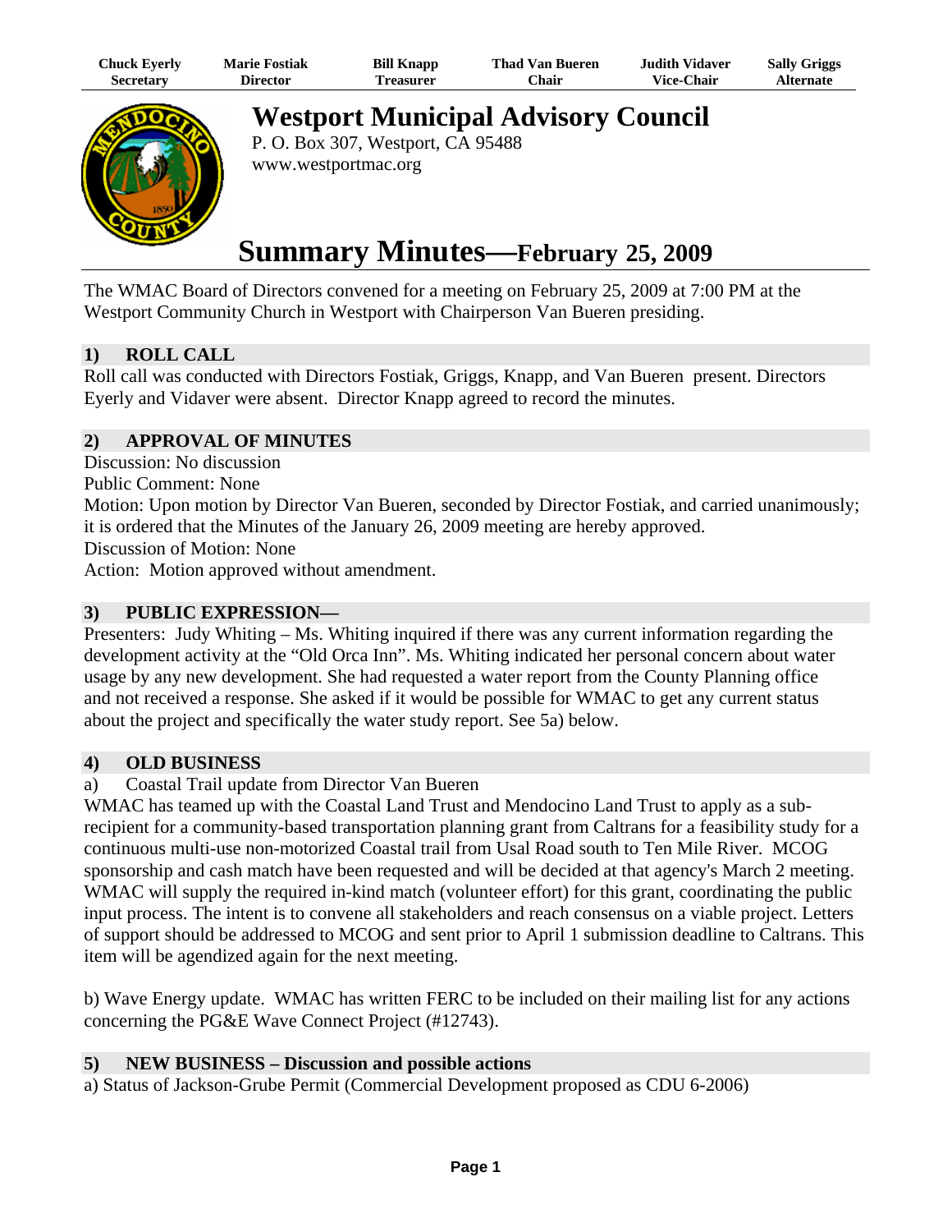| Chuck Eyerly | Marie Fostiak | Bill Knapp | Thad Van Bueren | Judith Vidaver | Sally Griggs |
|---|---|---|---|---|---|
| Secretary | Director | Treasurer | Chair | Vice-Chair | Alternate |

# Westport Municipal Advisory Council

P. O. Box 307, Westport, CA 95488
www.westportmac.org

# Summary Minutes—February 25, 2009

The WMAC Board of Directors convened for a meeting on February 25, 2009 at 7:00 PM at the Westport Community Church in Westport with Chairperson Van Bueren presiding.

## 1) ROLL CALL

Roll call was conducted with Directors Fostiak, Griggs, Knapp, and Van Bueren present. Directors Eyerly and Vidaver were absent. Director Knapp agreed to record the minutes.

## 2) APPROVAL OF MINUTES

Discussion: No discussion
Public Comment: None
Motion: Upon motion by Director Van Bueren, seconded by Director Fostiak, and carried unanimously; it is ordered that the Minutes of the January 26, 2009 meeting are hereby approved.
Discussion of Motion: None
Action: Motion approved without amendment.

## 3) PUBLIC EXPRESSION—

Presenters: Judy Whiting – Ms. Whiting inquired if there was any current information regarding the development activity at the "Old Orca Inn". Ms. Whiting indicated her personal concern about water usage by any new development. She had requested a water report from the County Planning office and not received a response. She asked if it would be possible for WMAC to get any current status about the project and specifically the water study report. See 5a) below.

## 4) OLD BUSINESS

a) Coastal Trail update from Director Van Bueren

WMAC has teamed up with the Coastal Land Trust and Mendocino Land Trust to apply as a sub-recipient for a community-based transportation planning grant from Caltrans for a feasibility study for a continuous multi-use non-motorized Coastal trail from Usal Road south to Ten Mile River. MCOG sponsorship and cash match have been requested and will be decided at that agency's March 2 meeting. WMAC will supply the required in-kind match (volunteer effort) for this grant, coordinating the public input process. The intent is to convene all stakeholders and reach consensus on a viable project. Letters of support should be addressed to MCOG and sent prior to April 1 submission deadline to Caltrans. This item will be agendized again for the next meeting.

b) Wave Energy update. WMAC has written FERC to be included on their mailing list for any actions concerning the PG&E Wave Connect Project (#12743).

## 5) NEW BUSINESS – Discussion and possible actions

a) Status of Jackson-Grube Permit (Commercial Development proposed as CDU 6-2006)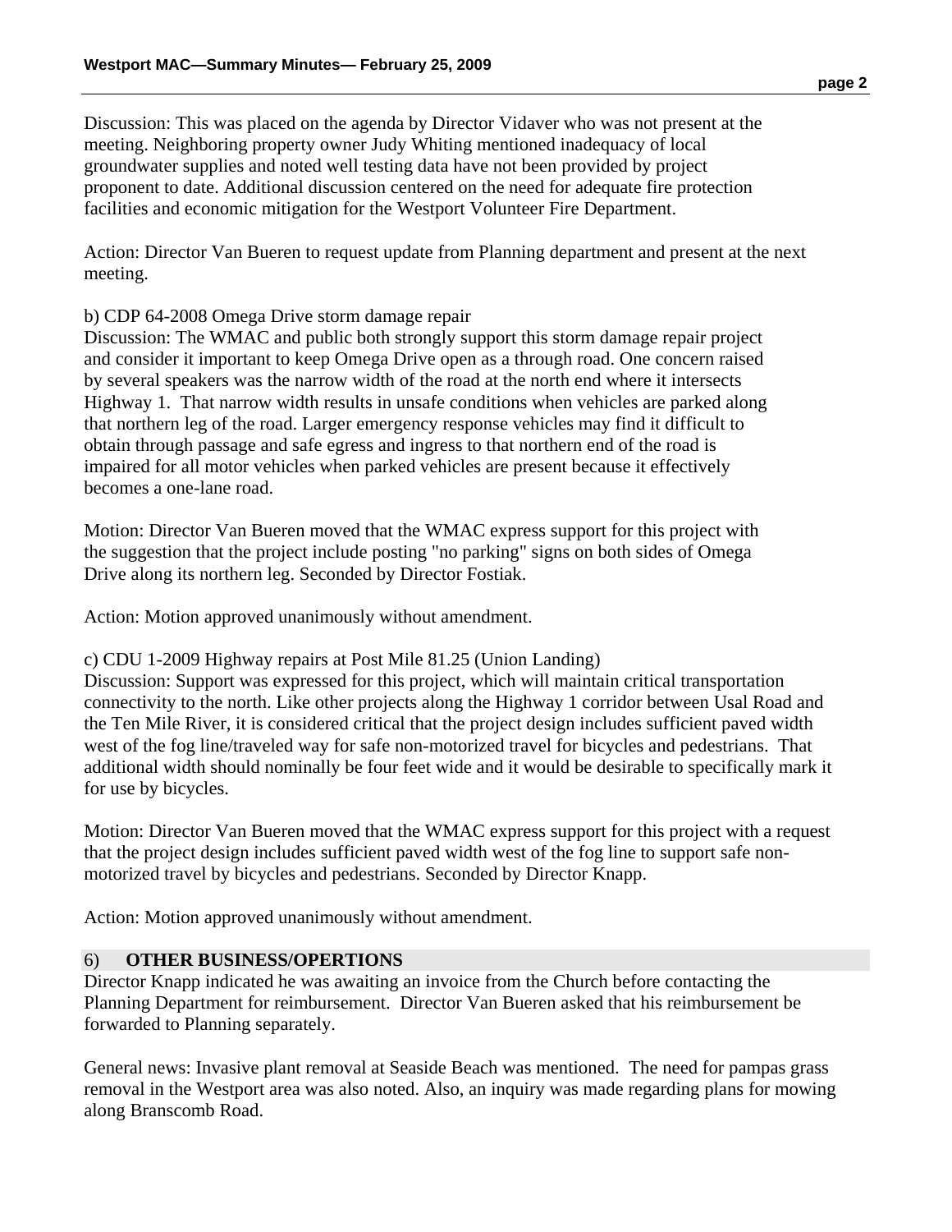Discussion: This was placed on the agenda by Director Vidaver who was not present at the meeting. Neighboring property owner Judy Whiting mentioned inadequacy of local groundwater supplies and noted well testing data have not been provided by project proponent to date. Additional discussion centered on the need for adequate fire protection facilities and economic mitigation for the Westport Volunteer Fire Department.

Action: Director Van Bueren to request update from Planning department and present at the next meeting.

b) CDP 64-2008 Omega Drive storm damage repair

Discussion: The WMAC and public both strongly support this storm damage repair project and consider it important to keep Omega Drive open as a through road. One concern raised by several speakers was the narrow width of the road at the north end where it intersects Highway 1. That narrow width results in unsafe conditions when vehicles are parked along that northern leg of the road. Larger emergency response vehicles may find it difficult to obtain through passage and safe egress and ingress to that northern end of the road is impaired for all motor vehicles when parked vehicles are present because it effectively becomes a one-lane road.

Motion: Director Van Bueren moved that the WMAC express support for this project with the suggestion that the project include posting "no parking" signs on both sides of Omega Drive along its northern leg. Seconded by Director Fostiak.

Action: Motion approved unanimously without amendment.

c) CDU 1-2009 Highway repairs at Post Mile 81.25 (Union Landing)

Discussion: Support was expressed for this project, which will maintain critical transportation connectivity to the north. Like other projects along the Highway 1 corridor between Usal Road and the Ten Mile River, it is considered critical that the project design includes sufficient paved width west of the fog line/traveled way for safe non-motorized travel for bicycles and pedestrians. That additional width should nominally be four feet wide and it would be desirable to specifically mark it for use by bicycles.

Motion: Director Van Bueren moved that the WMAC express support for this project with a request that the project design includes sufficient paved width west of the fog line to support safe non-motorized travel by bicycles and pedestrians. Seconded by Director Knapp.

Action: Motion approved unanimously without amendment.

## 6) **OTHER BUSINESS/OPERTIONS**

Director Knapp indicated he was awaiting an invoice from the Church before contacting the Planning Department for reimbursement. Director Van Bueren asked that his reimbursement be forwarded to Planning separately.

General news: Invasive plant removal at Seaside Beach was mentioned. The need for pampas grass removal in the Westport area was also noted. Also, an inquiry was made regarding plans for mowing along Branscomb Road.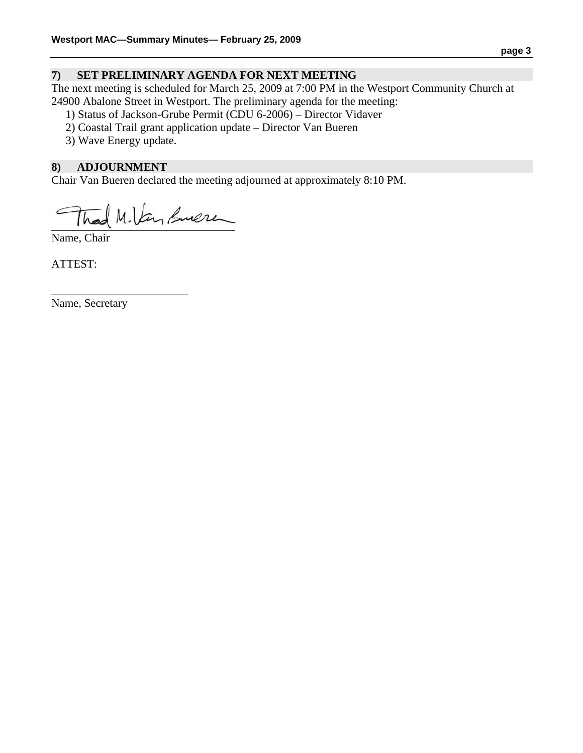## 7) SET PRELIMINARY AGENDA FOR NEXT MEETING

The next meeting is scheduled for March 25, 2009 at 7:00 PM in the Westport Community Church at 24900 Abalone Street in Westport. The preliminary agenda for the meeting:

1) Status of Jackson-Grube Permit (CDU 6-2006) – Director Vidaver
2) Coastal Trail grant application update – Director Van Bueren
3) Wave Energy update.

## 8) ADJOURNMENT

Chair Van Bueren declared the meeting adjourned at approximately 8:10 PM.

Thad M. Van Bueren
\_\_\_\_\_\_\_\_\_\_\_\_\_\_\_\_\_\_\_\_\_\_\_\_\_\_\_\_
Name, Chair

ATTEST:

\_\_\_\_\_\_\_\_\_\_\_\_\_\_\_\_\_\_\_\_\_\_\_\_\_\_\_\_
Name, Secretary